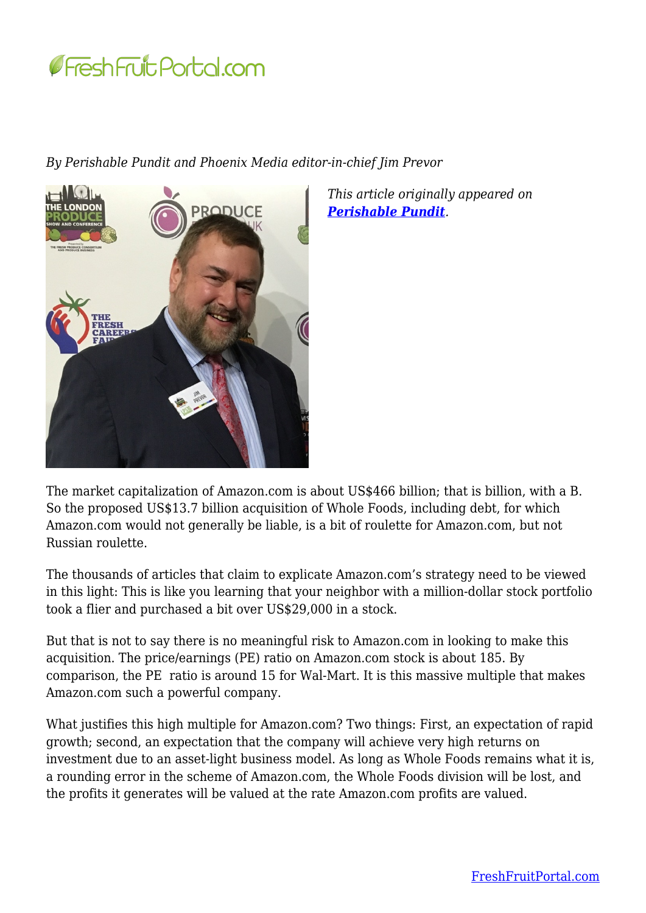*By Perishable Pundit and Phoenix Media editor-in-chief Jim Prevor*

*This article originally appeared on* ***[Perishable Pundit](Perishable Pundit)****.*

The market capitalization of Amazon.com is about US$466 billion; that is billion, with a B. So the proposed US$13.7 billion acquisition of Whole Foods, including debt, for which Amazon.com would not generally be liable, is a bit of roulette for Amazon.com, but not Russian roulette.

The thousands of articles that claim to explicate Amazon.com's strategy need to be viewed in this light: This is like you learning that your neighbor with a million-dollar stock portfolio took a flier and purchased a bit over US$29,000 in a stock.

But that is not to say there is no meaningful risk to Amazon.com in looking to make this acquisition. The price/earnings (PE) ratio on Amazon.com stock is about 185. By comparison, the PE ratio is around 15 for Wal-Mart. It is this massive multiple that makes Amazon.com such a powerful company.

What justifies this high multiple for Amazon.com? Two things: First, an expectation of rapid growth; second, an expectation that the company will achieve very high returns on investment due to an asset-light business model. As long as Whole Foods remains what it is, a rounding error in the scheme of Amazon.com, the Whole Foods division will be lost, and the profits it generates will be valued at the rate Amazon.com profits are valued.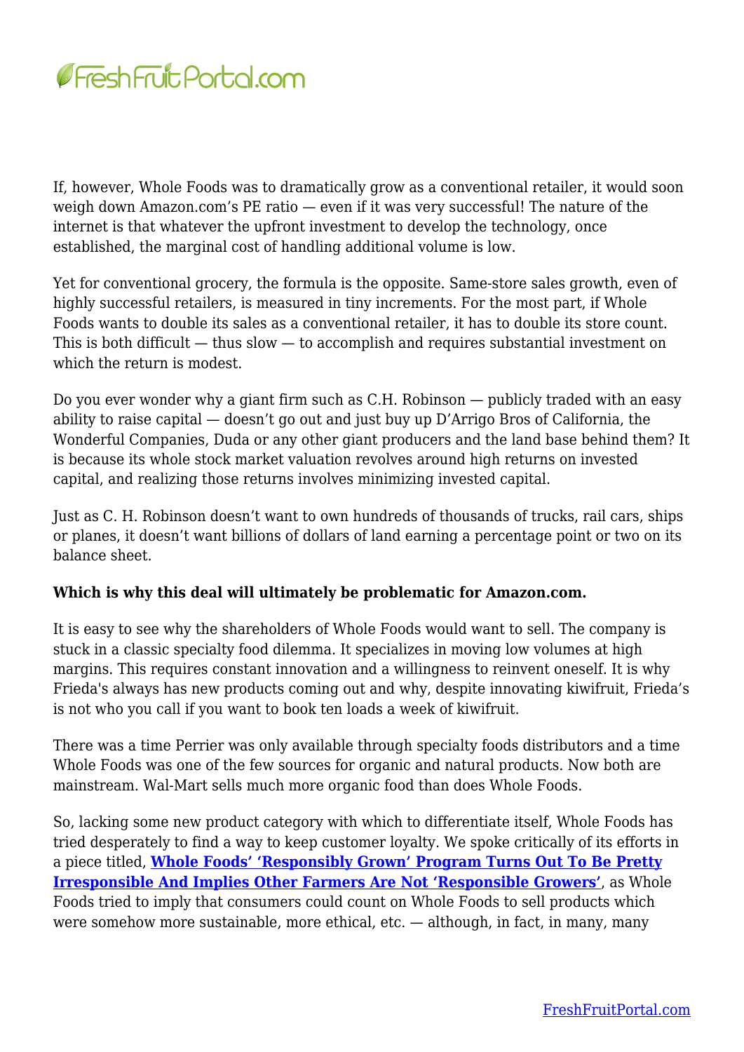If, however, Whole Foods was to dramatically grow as a conventional retailer, it would soon weigh down Amazon.com's PE ratio — even if it was very successful! The nature of the internet is that whatever the upfront investment to develop the technology, once established, the marginal cost of handling additional volume is low.

Yet for conventional grocery, the formula is the opposite. Same-store sales growth, even of highly successful retailers, is measured in tiny increments. For the most part, if Whole Foods wants to double its sales as a conventional retailer, it has to double its store count. This is both difficult — thus slow — to accomplish and requires substantial investment on which the return is modest.

Do you ever wonder why a giant firm such as C.H. Robinson — publicly traded with an easy ability to raise capital — doesn't go out and just buy up D'Arrigo Bros of California, the Wonderful Companies, Duda or any other giant producers and the land base behind them? It is because its whole stock market valuation revolves around high returns on invested capital, and realizing those returns involves minimizing invested capital.

Just as C. H. Robinson doesn't want to own hundreds of thousands of trucks, rail cars, ships or planes, it doesn't want billions of dollars of land earning a percentage point or two on its balance sheet.

**Which is why this deal will ultimately be problematic for Amazon.com.**

It is easy to see why the shareholders of Whole Foods would want to sell. The company is stuck in a classic specialty food dilemma. It specializes in moving low volumes at high margins. This requires constant innovation and a willingness to reinvent oneself. It is why Frieda's always has new products coming out and why, despite innovating kiwifruit, Frieda's is not who you call if you want to book ten loads a week of kiwifruit.

There was a time Perrier was only available through specialty foods distributors and a time Whole Foods was one of the few sources for organic and natural products. Now both are mainstream. Wal-Mart sells much more organic food than does Whole Foods.

So, lacking some new product category with which to differentiate itself, Whole Foods has tried desperately to find a way to keep customer loyalty. We spoke critically of its efforts in a piece titled, **Whole Foods' 'Responsibly Grown' Program Turns Out To Be Pretty Irresponsible And Implies Other Farmers Are Not 'Responsible Growers'**, as Whole Foods tried to imply that consumers could count on Whole Foods to sell products which were somehow more sustainable, more ethical, etc. — although, in fact, in many, many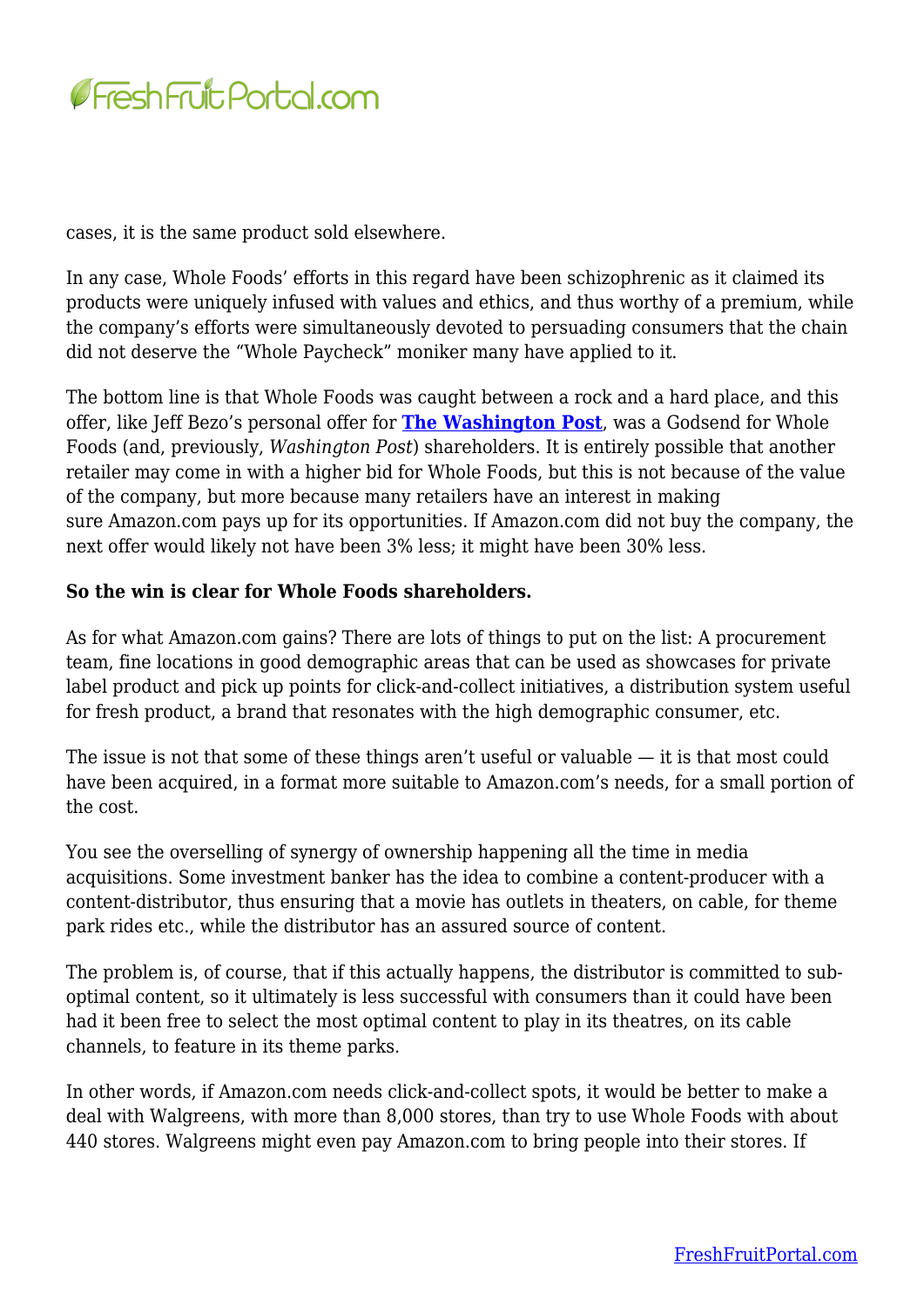cases, it is the same product sold elsewhere.

In any case, Whole Foods' efforts in this regard have been schizophrenic as it claimed its products were uniquely infused with values and ethics, and thus worthy of a premium, while the company's efforts were simultaneously devoted to persuading consumers that the chain did not deserve the "Whole Paycheck" moniker many have applied to it.

The bottom line is that Whole Foods was caught between a rock and a hard place, and this offer, like Jeff Bezo's personal offer for **The Washington Post**, was a Godsend for Whole Foods (and, previously, *Washington Post*) shareholders. It is entirely possible that another retailer may come in with a higher bid for Whole Foods, but this is not because of the value of the company, but more because many retailers have an interest in making sure Amazon.com pays up for its opportunities. If Amazon.com did not buy the company, the next offer would likely not have been 3% less; it might have been 30% less.

**So the win is clear for Whole Foods shareholders.**

As for what Amazon.com gains? There are lots of things to put on the list: A procurement team, fine locations in good demographic areas that can be used as showcases for private label product and pick up points for click-and-collect initiatives, a distribution system useful for fresh product, a brand that resonates with the high demographic consumer, etc.

The issue is not that some of these things aren't useful or valuable — it is that most could have been acquired, in a format more suitable to Amazon.com's needs, for a small portion of the cost.

You see the overselling of synergy of ownership happening all the time in media acquisitions. Some investment banker has the idea to combine a content-producer with a content-distributor, thus ensuring that a movie has outlets in theaters, on cable, for theme park rides etc., while the distributor has an assured source of content.

The problem is, of course, that if this actually happens, the distributor is committed to sub-optimal content, so it ultimately is less successful with consumers than it could have been had it been free to select the most optimal content to play in its theatres, on its cable channels, to feature in its theme parks.

In other words, if Amazon.com needs click-and-collect spots, it would be better to make a deal with Walgreens, with more than 8,000 stores, than try to use Whole Foods with about 440 stores. Walgreens might even pay Amazon.com to bring people into their stores. If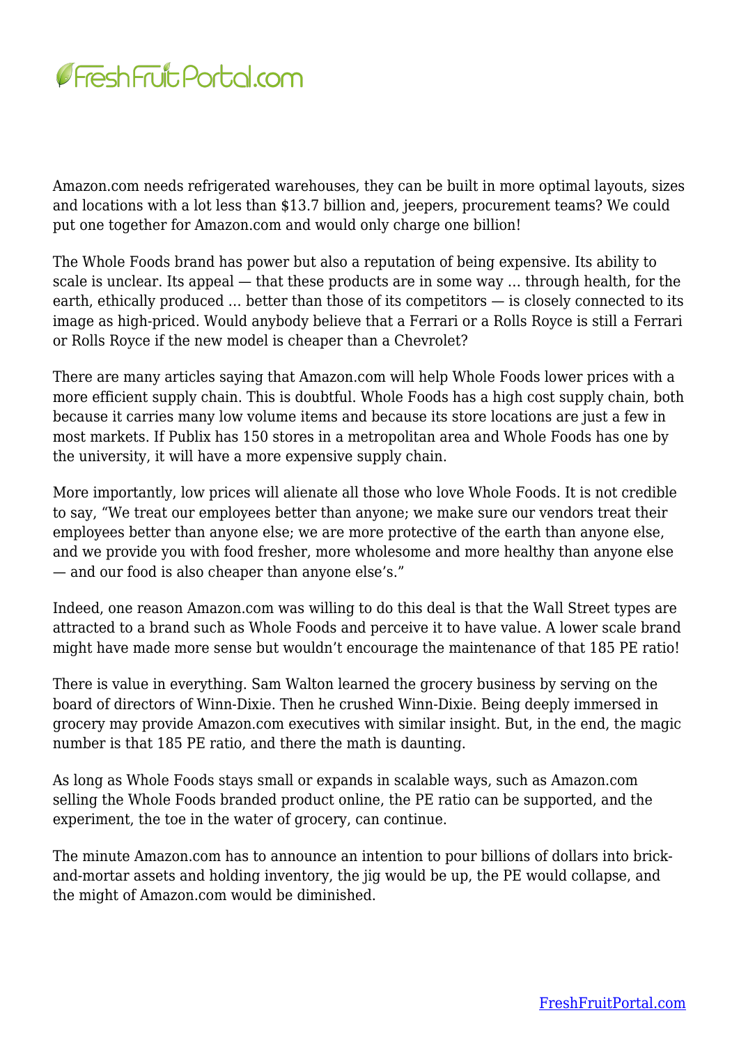Amazon.com needs refrigerated warehouses, they can be built in more optimal layouts, sizes and locations with a lot less than $13.7 billion and, jeepers, procurement teams? We could put one together for Amazon.com and would only charge one billion!

The Whole Foods brand has power but also a reputation of being expensive. Its ability to scale is unclear. Its appeal — that these products are in some way … through health, for the earth, ethically produced … better than those of its competitors — is closely connected to its image as high-priced. Would anybody believe that a Ferrari or a Rolls Royce is still a Ferrari or Rolls Royce if the new model is cheaper than a Chevrolet?

There are many articles saying that Amazon.com will help Whole Foods lower prices with a more efficient supply chain. This is doubtful. Whole Foods has a high cost supply chain, both because it carries many low volume items and because its store locations are just a few in most markets. If Publix has 150 stores in a metropolitan area and Whole Foods has one by the university, it will have a more expensive supply chain.

More importantly, low prices will alienate all those who love Whole Foods. It is not credible to say, "We treat our employees better than anyone; we make sure our vendors treat their employees better than anyone else; we are more protective of the earth than anyone else, and we provide you with food fresher, more wholesome and more healthy than anyone else — and our food is also cheaper than anyone else's."

Indeed, one reason Amazon.com was willing to do this deal is that the Wall Street types are attracted to a brand such as Whole Foods and perceive it to have value. A lower scale brand might have made more sense but wouldn't encourage the maintenance of that 185 PE ratio!

There is value in everything. Sam Walton learned the grocery business by serving on the board of directors of Winn-Dixie. Then he crushed Winn-Dixie. Being deeply immersed in grocery may provide Amazon.com executives with similar insight. But, in the end, the magic number is that 185 PE ratio, and there the math is daunting.

As long as Whole Foods stays small or expands in scalable ways, such as Amazon.com selling the Whole Foods branded product online, the PE ratio can be supported, and the experiment, the toe in the water of grocery, can continue.

The minute Amazon.com has to announce an intention to pour billions of dollars into brick-and-mortar assets and holding inventory, the jig would be up, the PE would collapse, and the might of Amazon.com would be diminished.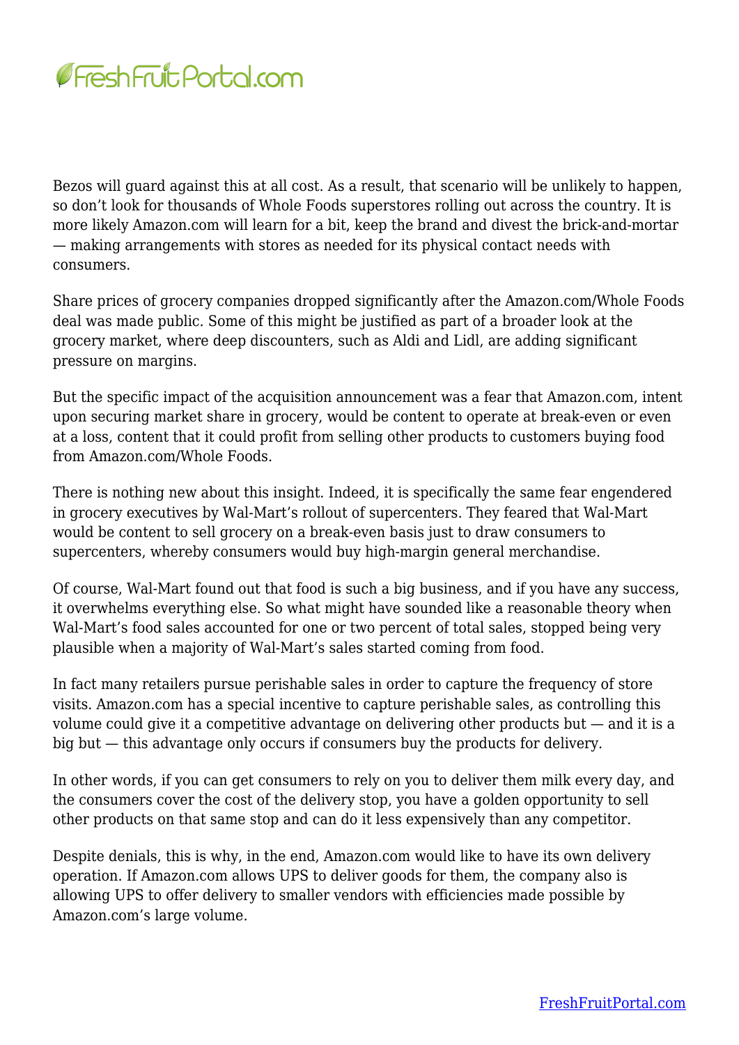Bezos will guard against this at all cost. As a result, that scenario will be unlikely to happen, so don't look for thousands of Whole Foods superstores rolling out across the country. It is more likely Amazon.com will learn for a bit, keep the brand and divest the brick-and-mortar — making arrangements with stores as needed for its physical contact needs with consumers.

Share prices of grocery companies dropped significantly after the Amazon.com/Whole Foods deal was made public. Some of this might be justified as part of a broader look at the grocery market, where deep discounters, such as Aldi and Lidl, are adding significant pressure on margins.

But the specific impact of the acquisition announcement was a fear that Amazon.com, intent upon securing market share in grocery, would be content to operate at break-even or even at a loss, content that it could profit from selling other products to customers buying food from Amazon.com/Whole Foods.

There is nothing new about this insight. Indeed, it is specifically the same fear engendered in grocery executives by Wal-Mart's rollout of supercenters. They feared that Wal-Mart would be content to sell grocery on a break-even basis just to draw consumers to supercenters, whereby consumers would buy high-margin general merchandise.

Of course, Wal-Mart found out that food is such a big business, and if you have any success, it overwhelms everything else. So what might have sounded like a reasonable theory when Wal-Mart's food sales accounted for one or two percent of total sales, stopped being very plausible when a majority of Wal-Mart's sales started coming from food.

In fact many retailers pursue perishable sales in order to capture the frequency of store visits. Amazon.com has a special incentive to capture perishable sales, as controlling this volume could give it a competitive advantage on delivering other products but — and it is a big but — this advantage only occurs if consumers buy the products for delivery.

In other words, if you can get consumers to rely on you to deliver them milk every day, and the consumers cover the cost of the delivery stop, you have a golden opportunity to sell other products on that same stop and can do it less expensively than any competitor.

Despite denials, this is why, in the end, Amazon.com would like to have its own delivery operation. If Amazon.com allows UPS to deliver goods for them, the company also is allowing UPS to offer delivery to smaller vendors with efficiencies made possible by Amazon.com's large volume.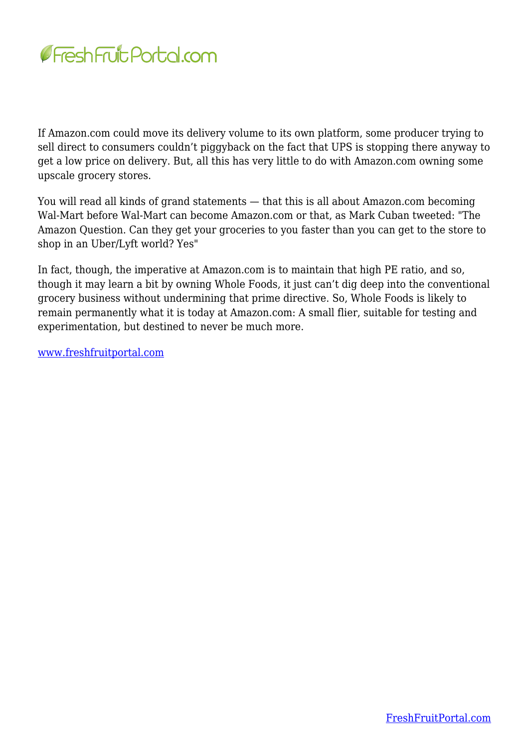If Amazon.com could move its delivery volume to its own platform, some producer trying to sell direct to consumers couldn't piggyback on the fact that UPS is stopping there anyway to get a low price on delivery. But, all this has very little to do with Amazon.com owning some upscale grocery stores.

You will read all kinds of grand statements — that this is all about Amazon.com becoming Wal-Mart before Wal-Mart can become Amazon.com or that, as Mark Cuban tweeted: "The Amazon Question. Can they get your groceries to you faster than you can get to the store to shop in an Uber/Lyft world? Yes"

In fact, though, the imperative at Amazon.com is to maintain that high PE ratio, and so, though it may learn a bit by owning Whole Foods, it just can't dig deep into the conventional grocery business without undermining that prime directive. So, Whole Foods is likely to remain permanently what it is today at Amazon.com: A small flier, suitable for testing and experimentation, but destined to never be much more.

www.freshfruitportal.com